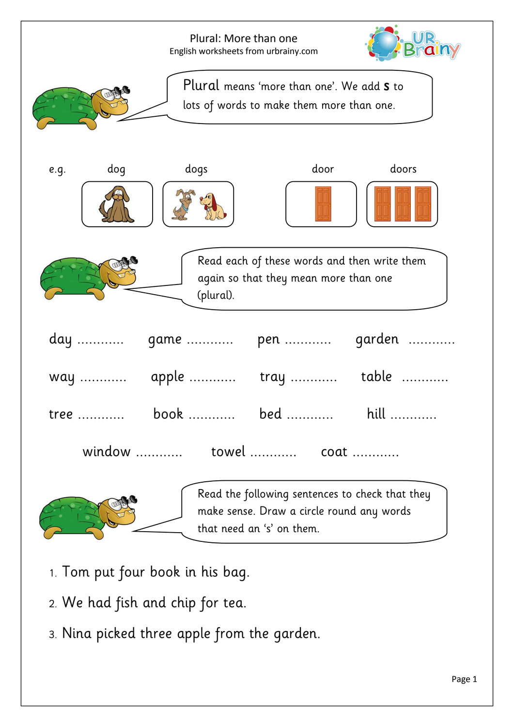# Plural: More than one

English worksheets from urbrainy.com

Plural means 'more than one'. We add **s** to lots of words to make them more than one.

e.g. dog — dogs    door — doors

Read each of these words and then write them again so that they mean more than one (plural).

day ............ game ............ pen ............ garden ............

way ............ apple ............ tray ............ table ............

tree ............ book ............ bed ............ hill ............

window ............ towel ............ coat ............

Read the following sentences to check that they make sense. Draw a circle round any words that need an 's' on them.

1. Tom put four book in his bag.
2. We had fish and chip for tea.
3. Nina picked three apple from the garden.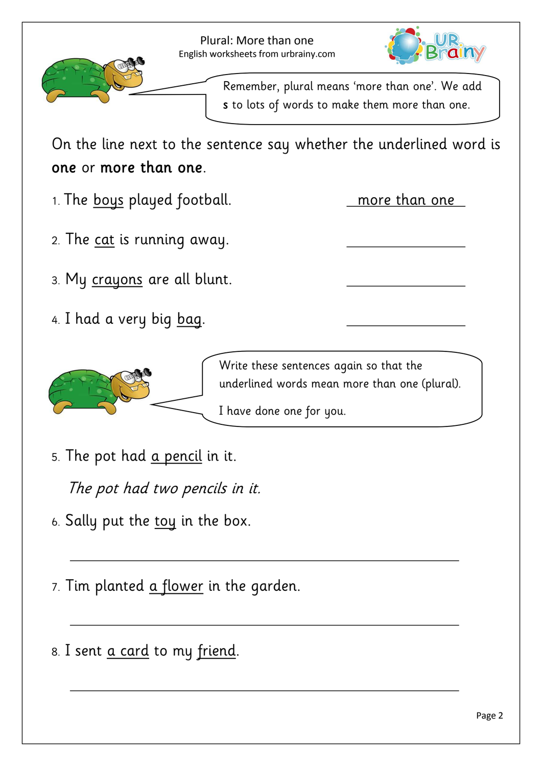# Plural: More than one

English worksheets from urbrainy.com

Remember, plural means 'more than one'. We add **s** to lots of words to make them more than one.

On the line next to the sentence say whether the underlined word is **one** or **more than one**.

1. The <u>boys</u> played football. ____more than one____
2. The <u>cat</u> is running away. ________________
3. My <u>crayons</u> are all blunt. ________________
4. I had a very big <u>bag</u>. ________________

Write these sentences again so that the underlined words mean more than one (plural).

I have done one for you.

5. The pot had <u>a pencil</u> in it.

   *The pot had two pencils in it.*

6. Sally put the <u>toy</u> in the box.

   ________________________________________________

7. Tim planted <u>a flower</u> in the garden.

   ________________________________________________

8. I sent <u>a card</u> to my <u>friend</u>.

   ________________________________________________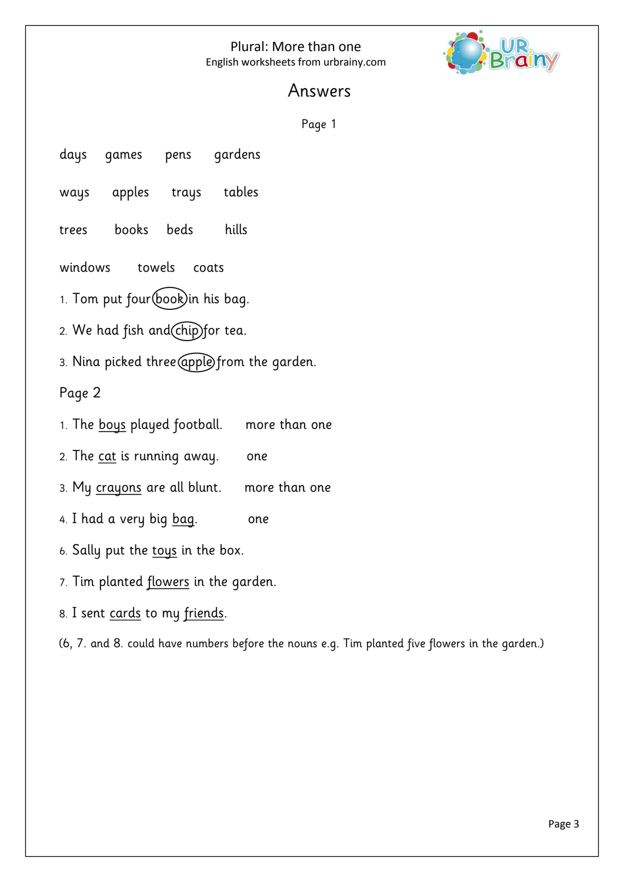Plural: More than one
English worksheets from urbrainy.com

# Answers

## Page 1

days games pens gardens

ways apples trays tables

trees books beds hills

windows towels coats

1. Tom put four (book) in his bag.
2. We had fish and (chip) for tea.
3. Nina picked three (apple) from the garden.

## Page 2

1. The <u>boys</u> played football. more than one
2. The <u>cat</u> is running away. one
3. My <u>crayons</u> are all blunt. more than one
4. I had a very big <u>bag</u>. one

6. Sally put the <u>toys</u> in the box.
7. Tim planted <u>flowers</u> in the garden.
8. I sent <u>cards</u> to my <u>friends</u>.

(6, 7. and 8. could have numbers before the nouns e.g. Tim planted five flowers in the garden.)